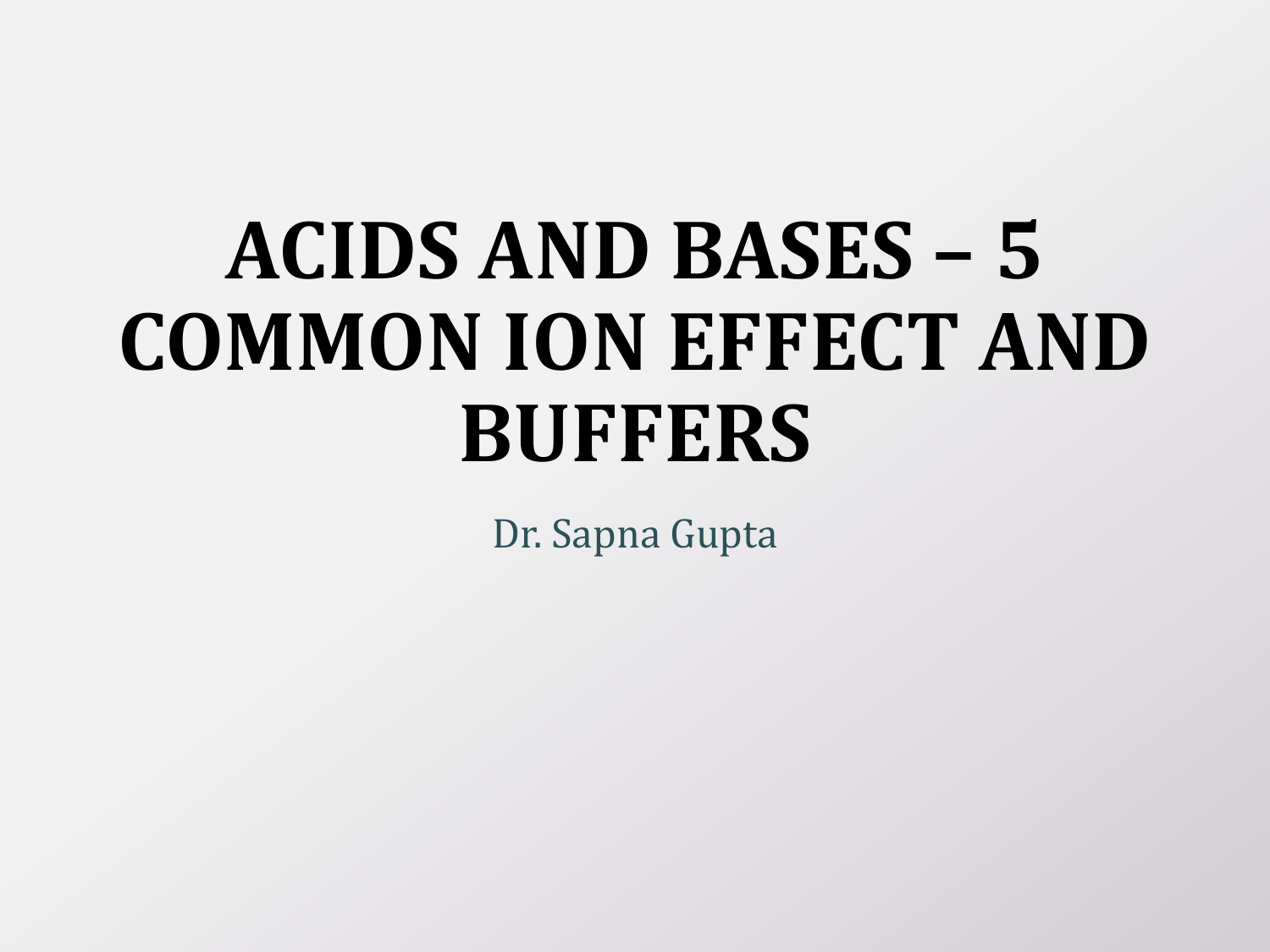# ACIDS AND BASES – 5 COMMON ION EFFECT AND BUFFERS

Dr. Sapna Gupta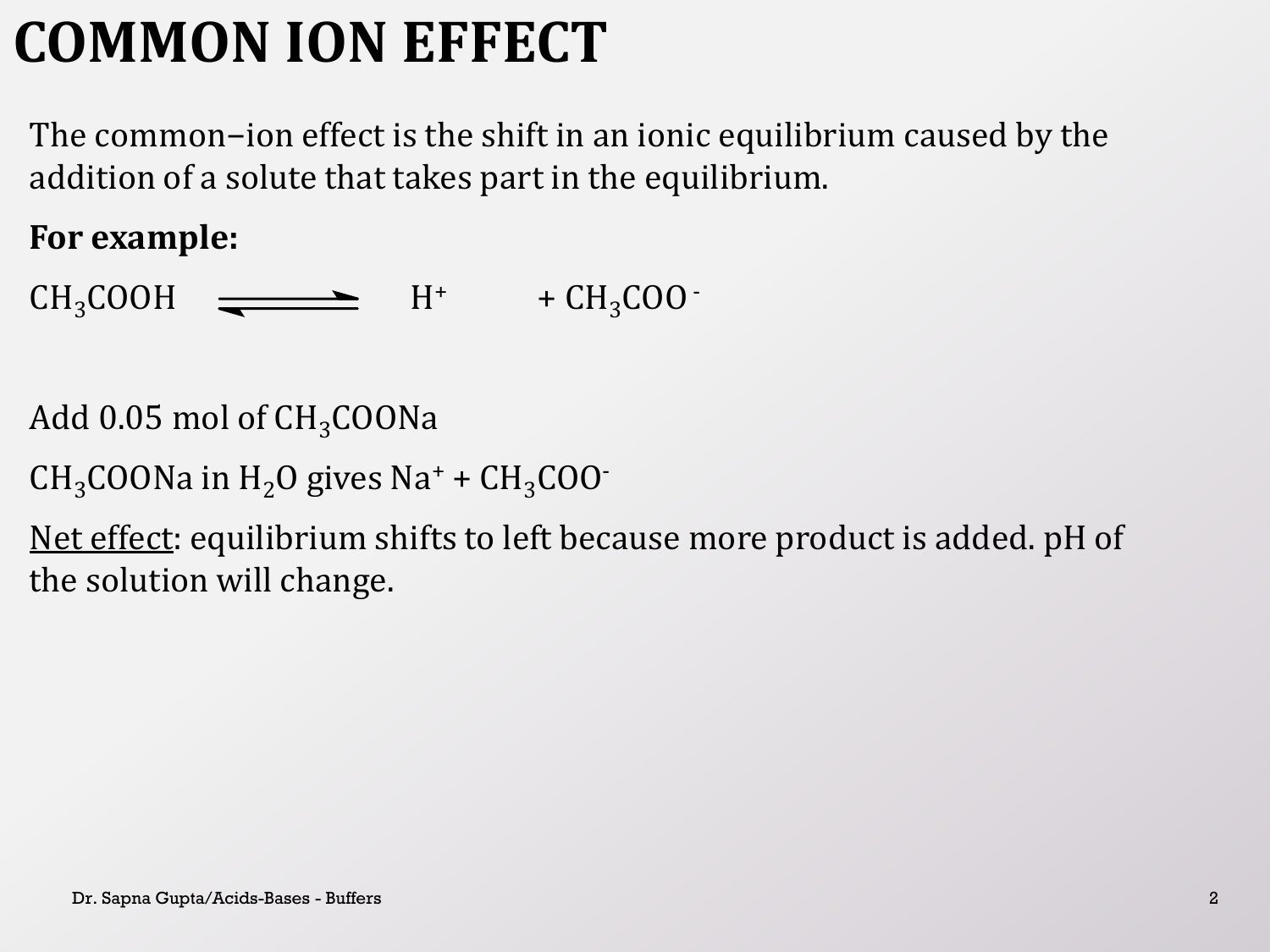# COMMON ION EFFECT

The common–ion effect is the shift in an ionic equilibrium caused by the addition of a solute that takes part in the equilibrium.

**For example:**

$$CH_3COOH \rightleftharpoons H^+ + CH_3COO^-$$

Add 0.05 mol of $CH_3COONa$

$CH_3COONa$ in $H_2O$ gives $Na^+$ + $CH_3COO^-$

Net effect: equilibrium shifts to left because more product is added. pH of the solution will change.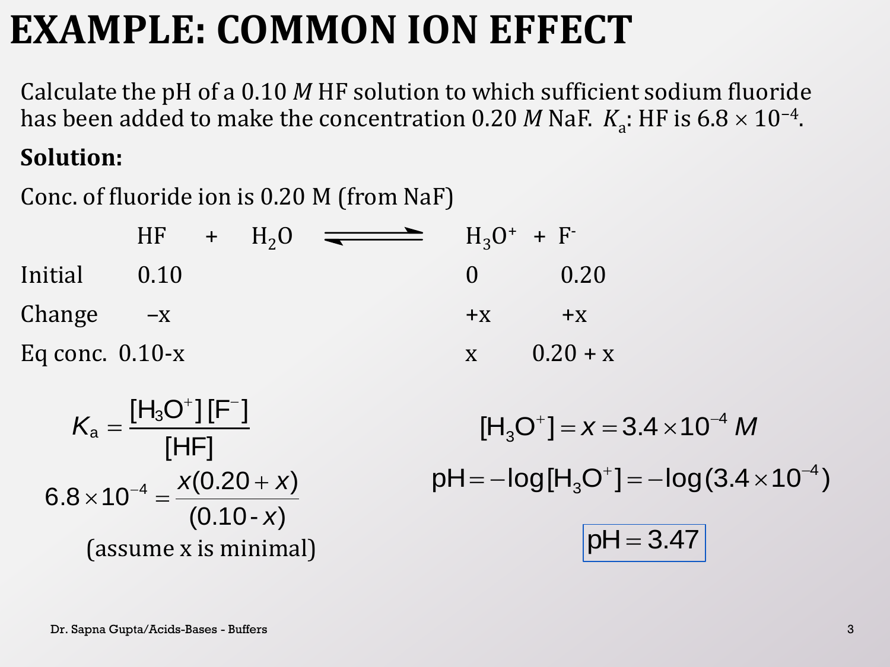# EXAMPLE: COMMON ION EFFECT

Calculate the pH of a 0.10 *M* HF solution to which sufficient sodium fluoride has been added to make the concentration 0.20 *M* NaF. $K_a$: HF is $6.8 \times 10^{-4}$.

**Solution:**

Conc. of fluoride ion is 0.20 M (from NaF)

$$HF + H_2O \rightleftharpoons H_3O^+ + F^-$$

| | HF | $H_2O$ | $H_3O^+$ | $F^-$ |
|---|---|---|---|---|
| Initial | 0.10 | | 0 | 0.20 |
| Change | –x | | +x | +x |
| Eq conc. | 0.10-x | | x | 0.20 + x |

$$K_a = \frac{[H_3O^+][F^-]}{[HF]}$$

$$6.8 \times 10^{-4} = \frac{x(0.20 + x)}{(0.10 - x)}$$

(assume x is minimal)

$$[H_3O^+] = x = 3.4 \times 10^{-4}\ M$$

$$pH = -\log[H_3O^+] = -\log(3.4 \times 10^{-4})$$

$$pH = 3.47$$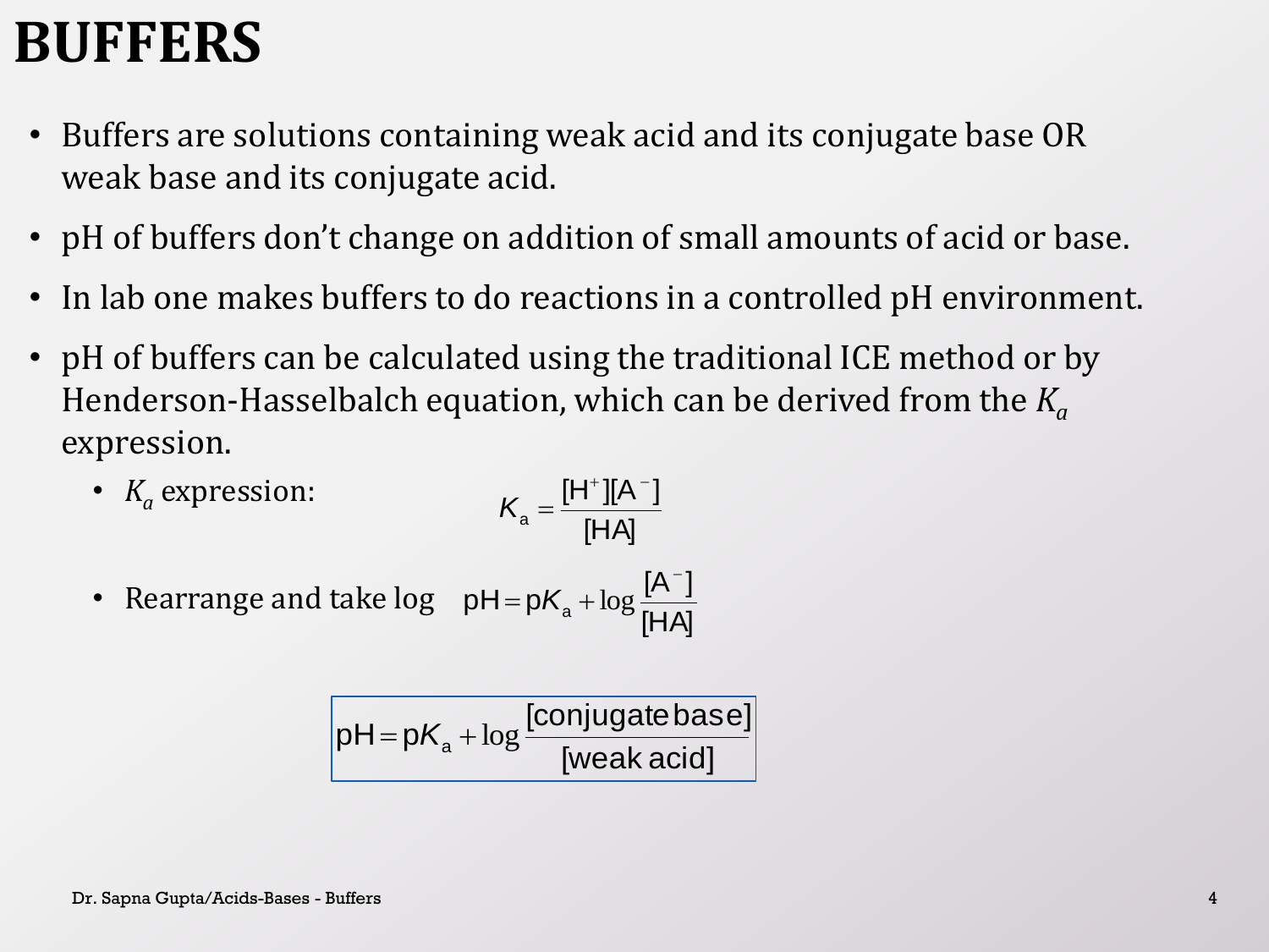# BUFFERS

- Buffers are solutions containing weak acid and its conjugate base OR weak base and its conjugate acid.
- pH of buffers don't change on addition of small amounts of acid or base.
- In lab one makes buffers to do reactions in a controlled pH environment.
- pH of buffers can be calculated using the traditional ICE method or by Henderson-Hasselbalch equation, which can be derived from the $K_a$ expression.
  - $K_a$ expression: $$K_a = \frac{[H^+][A^-]}{[HA]}$$
  - Rearrange and take log $$pH = pK_a + \log\frac{[A^-]}{[HA]}$$

$$\boxed{pH = pK_a + \log\frac{[\text{conjugate base}]}{[\text{weak acid}]}}$$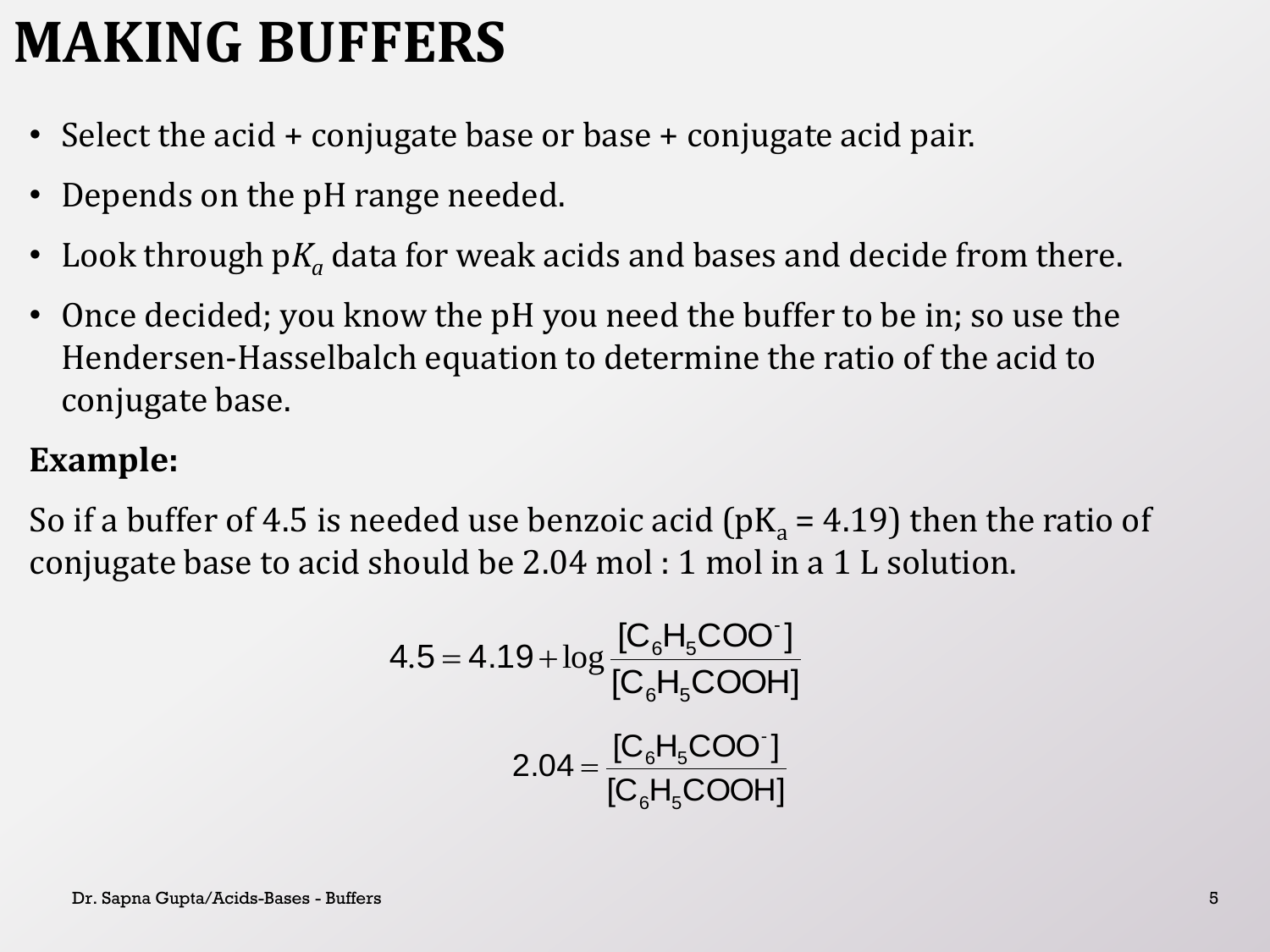# MAKING BUFFERS

- Select the acid + conjugate base or base + conjugate acid pair.
- Depends on the pH range needed.
- Look through p$K_a$ data for weak acids and bases and decide from there.
- Once decided; you know the pH you need the buffer to be in; so use the Hendersen-Hasselbalch equation to determine the ratio of the acid to conjugate base.

**Example:**

So if a buffer of 4.5 is needed use benzoic acid (p$K_a$ = 4.19) then the ratio of conjugate base to acid should be 2.04 mol : 1 mol in a 1 L solution.

$$4.5 = 4.19 + \log \frac{[C_6H_5COO^-]}{[C_6H_5COOH]}$$

$$2.04 = \frac{[C_6H_5COO^-]}{[C_6H_5COOH]}$$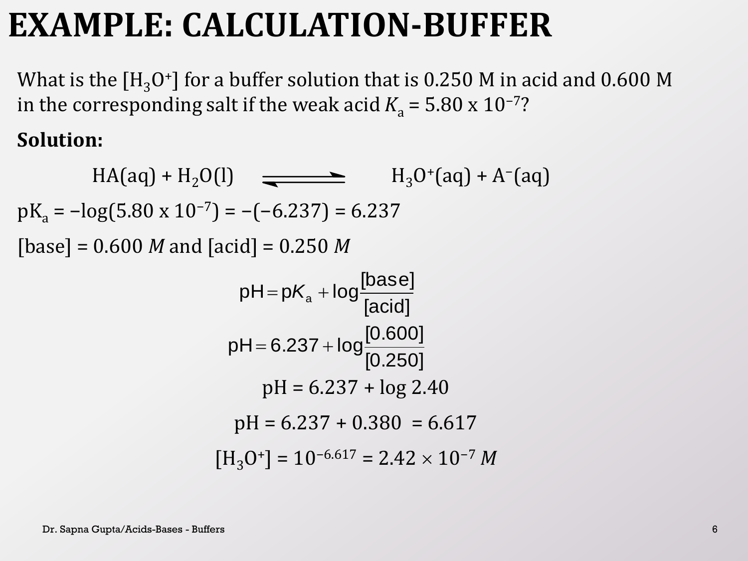# EXAMPLE: CALCULATION-BUFFER

What is the $[H_3O^+]$ for a buffer solution that is 0.250 M in acid and 0.600 M in the corresponding salt if the weak acid $K_a = 5.80 \times 10^{-7}$?

**Solution:**

$$HA(aq) + H_2O(l) \rightleftharpoons H_3O^+(aq) + A^-(aq)$$

$pK_a = -\log(5.80 \times 10^{-7}) = -(-6.237) = 6.237$

$[\text{base}] = 0.600\ M$ and $[\text{acid}] = 0.250\ M$

$$pH = pK_a + \log\frac{[\text{base}]}{[\text{acid}]}$$

$$pH = 6.237 + \log\frac{[0.600]}{[0.250]}$$

$$pH = 6.237 + \log 2.40$$

$$pH = 6.237 + 0.380 = 6.617$$

$$[H_3O^+] = 10^{-6.617} = 2.42 \times 10^{-7}\ M$$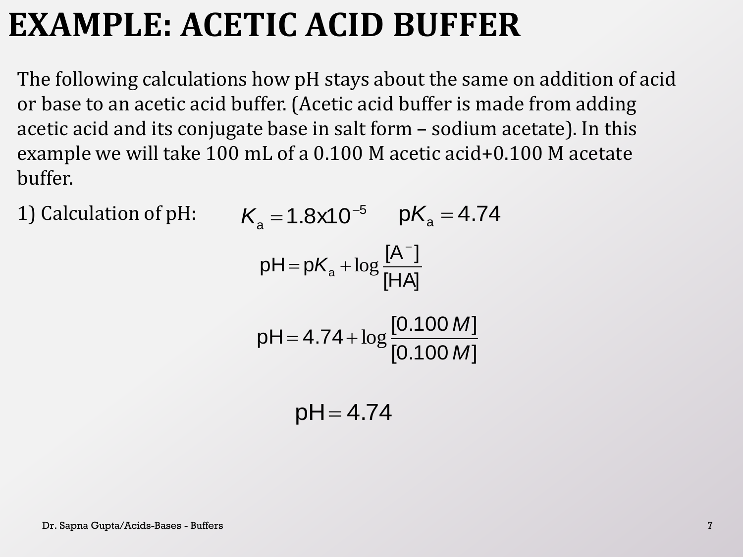# EXAMPLE: ACETIC ACID BUFFER

The following calculations how pH stays about the same on addition of acid or base to an acetic acid buffer. (Acetic acid buffer is made from adding acetic acid and its conjugate base in salt form – sodium acetate). In this example we will take 100 mL of a 0.100 M acetic acid+0.100 M acetate buffer.

1) Calculation of pH: $K_a = 1.8x10^{-5}$ $pK_a = 4.74$

$$pH = pK_a + \log\frac{[A^-]}{[HA]}$$

$$pH = 4.74 + \log\frac{[0.100\,M]}{[0.100\,M]}$$

$$pH = 4.74$$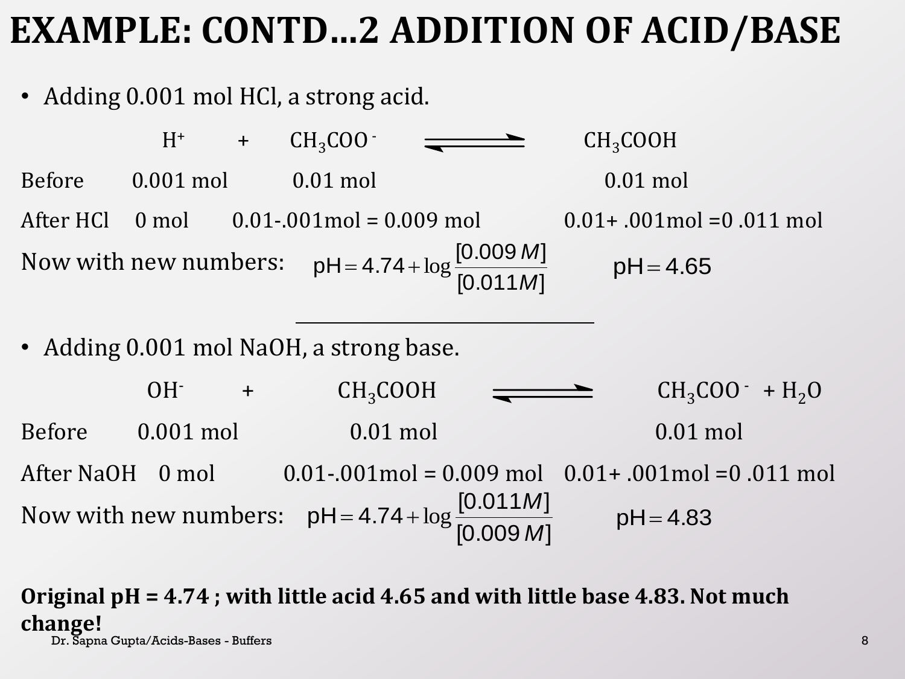# EXAMPLE: CONTD…2 ADDITION OF ACID/BASE

- Adding 0.001 mol HCl, a strong acid.

| | $H^+$ | + | $CH_3COO^-$ | $\rightleftharpoons$ | $CH_3COOH$ |
|---|---|---|---|---|---|
| Before | 0.001 mol | | 0.01 mol | | 0.01 mol |
| After HCl | 0 mol | | 0.01-.001mol = 0.009 mol | | 0.01+ .001mol =0 .011 mol |

Now with new numbers: $\text{pH} = 4.74 + \log \frac{[0.009\,M]}{[0.011\,M]}$ $\quad \text{pH} = 4.65$

---

- Adding 0.001 mol NaOH, a strong base.

| | $OH^-$ | + | $CH_3COOH$ | $\rightleftharpoons$ | $CH_3COO^-$ + $H_2O$ |
|---|---|---|---|---|---|
| Before | 0.001 mol | | 0.01 mol | | 0.01 mol |
| After NaOH | 0 mol | | 0.01-.001mol = 0.009 mol | | 0.01+ .001mol =0 .011 mol |

Now with new numbers: $\text{pH} = 4.74 + \log \frac{[0.011\,M]}{[0.009\,M]}$ $\quad \text{pH} = 4.83$

**Original pH = 4.74 ; with little acid 4.65 and with little base 4.83. Not much change!**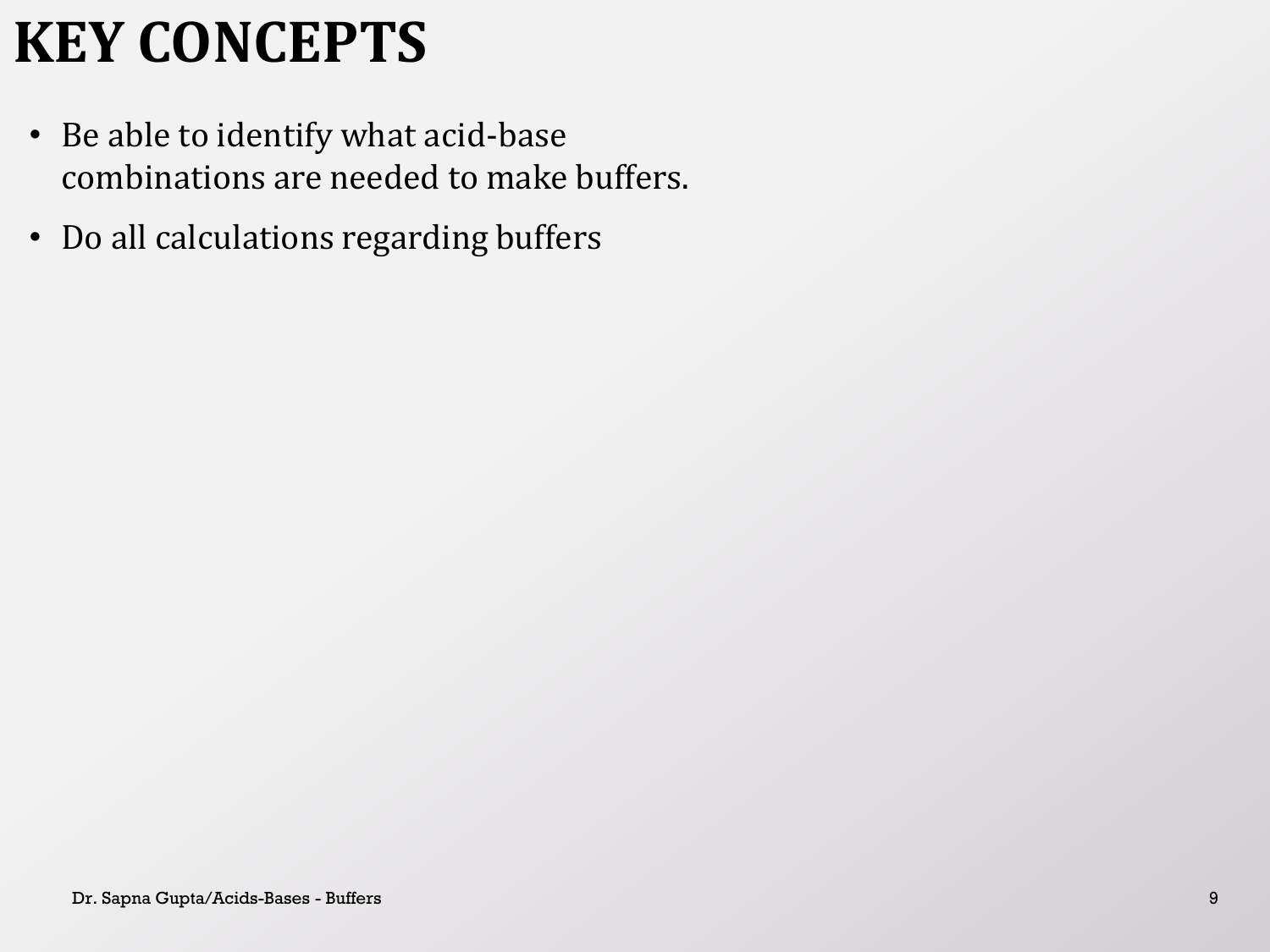# KEY CONCEPTS

- Be able to identify what acid-base combinations are needed to make buffers.
- Do all calculations regarding buffers